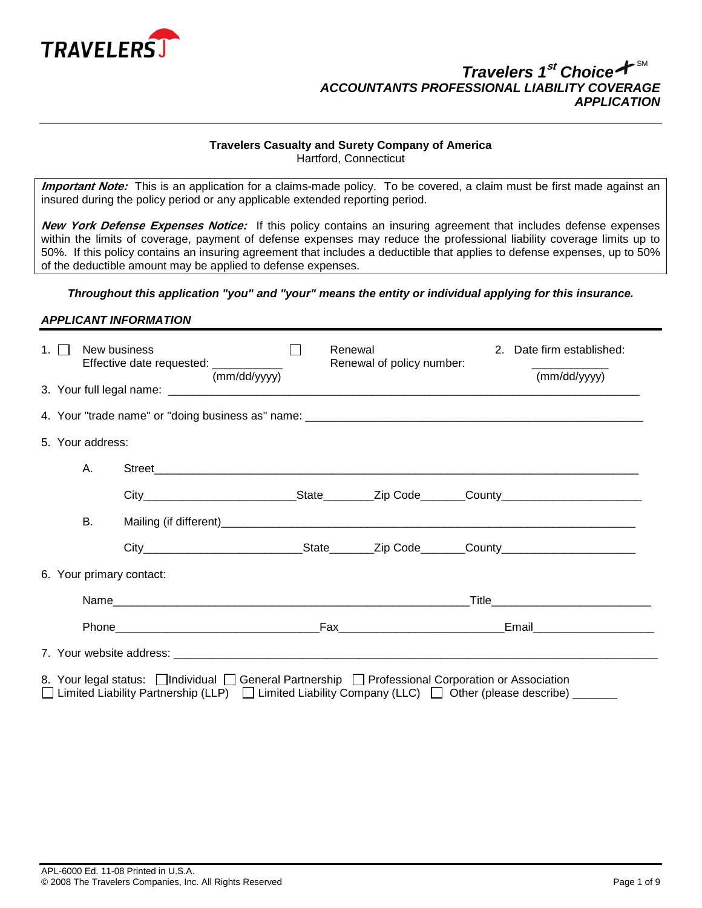TRAVELERS

# Travelers 1st Choice℠
## ACCOUNTANTS PROFESSIONAL LIABILITY COVERAGE APPLICATION

**Travelers Casualty and Surety Company of America**
Hartford, Connecticut

***Important Note:*** This is an application for a claims-made policy. To be covered, a claim must be first made against an insured during the policy period or any applicable extended reporting period.

***New York Defense Expenses Notice:*** If this policy contains an insuring agreement that includes defense expenses within the limits of coverage, payment of defense expenses may reduce the professional liability coverage limits up to 50%. If this policy contains an insuring agreement that includes a deductible that applies to defense expenses, up to 50% of the deductible amount may be applied to defense expenses.

***Throughout this application "you" and "your" means the entity or individual applying for this insurance.***

### *APPLICANT INFORMATION*

1. ☐ New business
   Effective date requested: ___________ (mm/dd/yyyy)
   ☐ Renewal
   Renewal of policy number:
2. Date firm established: ___________ (mm/dd/yyyy)
3. Your full legal name: ______________________________________________
4. Your "trade name" or "doing business as" name: ______________________________________________
5. Your address:
   A. Street______________________________________________
      City________________State________Zip Code_______County________________
   B. Mailing (if different)______________________________________________
      City________________State_______Zip Code_______County________________
6. Your primary contact:
   Name______________________________________________Title________________
   Phone________________________Fax________________________Email________________
7. Your website address: ______________________________________________
8. Your legal status: ☐ Individual ☐ General Partnership ☐ Professional Corporation or Association
   ☐ Limited Liability Partnership (LLP) ☐ Limited Liability Company (LLC) ☐ Other (please describe) _______

APL-6000 Ed. 11-08 Printed in U.S.A.
© 2008 The Travelers Companies, Inc. All Rights Reserved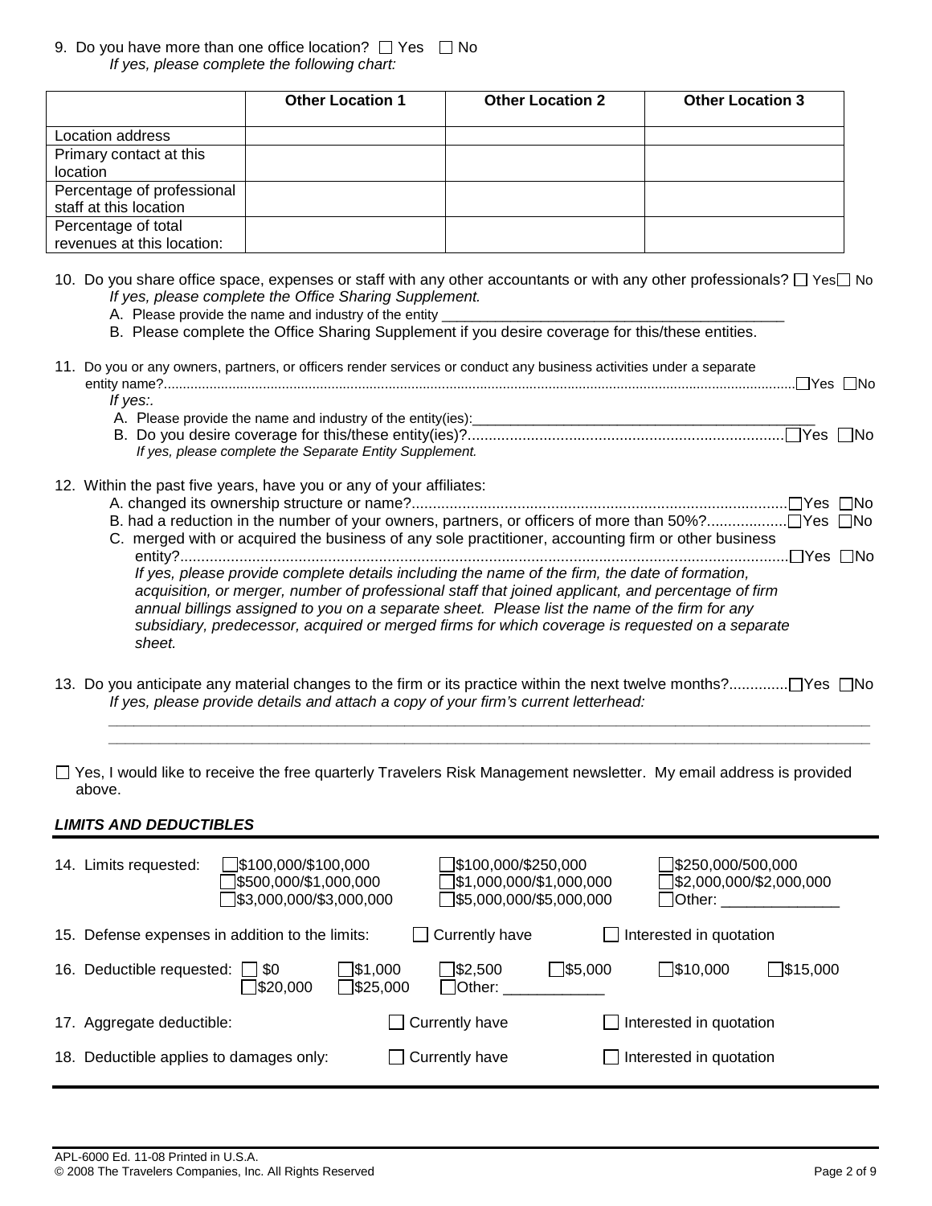9. Do you have more than one office location? ☐ Yes ☐ No
*If yes, please complete the following chart:*

| | **Other Location 1** | **Other Location 2** | **Other Location 3** |
|---|---|---|---|
| Location address | | | |
| Primary contact at this location | | | |
| Percentage of professional staff at this location | | | |
| Percentage of total revenues at this location: | | | |

10. Do you share office space, expenses or staff with any other accountants or with any other professionals? ☐ Yes ☐ No
*If yes, please complete the Office Sharing Supplement.*
A. Please provide the name and industry of the entity \_\_\_\_\_\_\_\_\_\_\_\_\_\_\_\_\_\_\_\_\_\_\_\_\_\_\_\_\_\_\_\_\_\_\_\_\_\_\_\_\_\_
B. Please complete the Office Sharing Supplement if you desire coverage for this/these entities.

11. Do you or any owners, partners, or officers render services or conduct any business activities under a separate entity name?........................................................................................................................ ☐ Yes ☐ No
*If yes:.*
A. Please provide the name and industry of the entity(ies):\_\_\_\_\_\_\_\_\_\_\_\_\_\_\_\_\_\_\_\_\_\_\_\_\_\_\_\_\_\_\_\_\_\_\_\_\_\_\_\_\_\_
B. Do you desire coverage for this/these entity(ies)?.............................................................................. ☐ Yes ☐ No
*If yes, please complete the Separate Entity Supplement.*

12. Within the past five years, have you or any of your affiliates:
A. changed its ownership structure or name?.......................................................................................... ☐ Yes ☐ No
B. had a reduction in the number of your owners, partners, or officers of more than 50%?.................. ☐ Yes ☐ No
C. merged with or acquired the business of any sole practitioner, accounting firm or other business entity?.................................................................................................................................................. ☐ Yes ☐ No
*If yes, please provide complete details including the name of the firm, the date of formation, acquisition, or merger, number of professional staff that joined applicant, and percentage of firm annual billings assigned to you on a separate sheet. Please list the name of the firm for any subsidiary, predecessor, acquired or merged firms for which coverage is requested on a separate sheet.*

13. Do you anticipate any material changes to the firm or its practice within the next twelve months?.............. ☐ Yes ☐ No
*If yes, please provide details and attach a copy of your firm's current letterhead:*
\_\_\_\_\_\_\_\_\_\_\_\_\_\_\_\_\_\_\_\_\_\_\_\_\_\_\_\_\_\_\_\_\_\_\_\_\_\_\_\_\_\_\_\_\_\_\_\_\_\_\_\_\_\_\_\_\_\_\_\_\_\_\_\_\_\_\_\_\_\_\_\_\_\_\_\_\_\_
\_\_\_\_\_\_\_\_\_\_\_\_\_\_\_\_\_\_\_\_\_\_\_\_\_\_\_\_\_\_\_\_\_\_\_\_\_\_\_\_\_\_\_\_\_\_\_\_\_\_\_\_\_\_\_\_\_\_\_\_\_\_\_\_\_\_\_\_\_\_\_\_\_\_\_\_\_\_

☐ Yes, I would like to receive the free quarterly Travelers Risk Management newsletter. My email address is provided above.

### ***LIMITS AND DEDUCTIBLES***

14. Limits requested: ☐ $100,000/$100,000 ☐ $100,000/$250,000 ☐ $250,000/500,000 ☐ $500,000/$1,000,000 ☐ $1,000,000/$1,000,000 ☐ $2,000,000/$2,000,000 ☐ $3,000,000/$3,000,000 ☐ $5,000,000/$5,000,000 ☐ Other: \_\_\_\_\_\_\_\_\_\_\_\_\_\_

15. Defense expenses in addition to the limits: ☐ Currently have ☐ Interested in quotation

16. Deductible requested: ☐ $0 ☐ $1,000 ☐ $2,500 ☐ $5,000 ☐ $10,000 ☐ $15,000 ☐ $20,000 ☐ $25,000 ☐ Other: \_\_\_\_\_\_\_\_\_\_\_\_

17. Aggregate deductible: ☐ Currently have ☐ Interested in quotation

18. Deductible applies to damages only: ☐ Currently have ☐ Interested in quotation

APL-6000 Ed. 11-08 Printed in U.S.A.
© 2008 The Travelers Companies, Inc. All Rights Reserved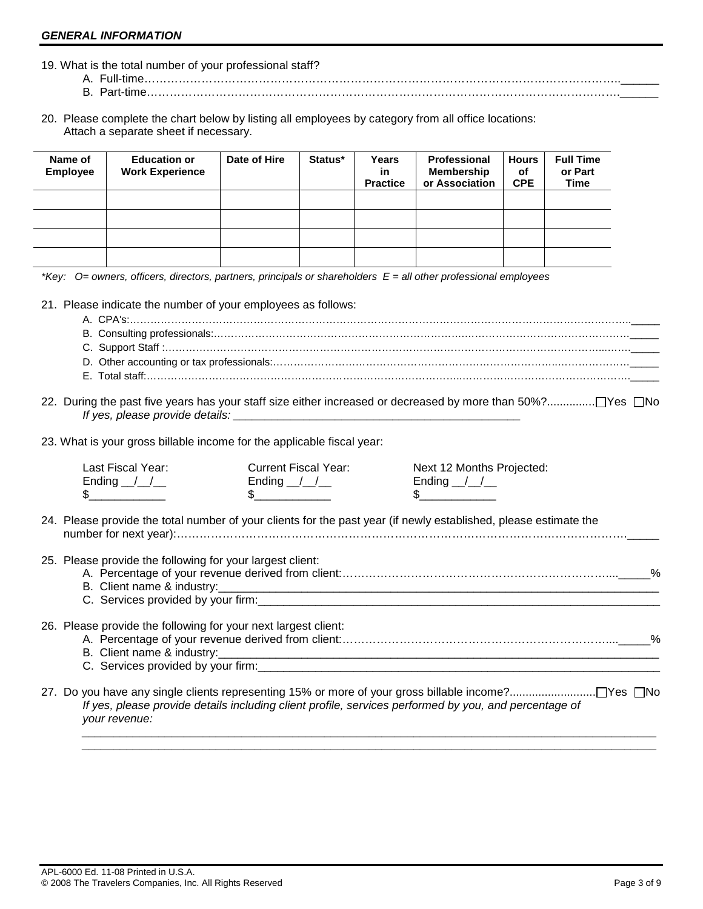## *GENERAL INFORMATION*

19. What is the total number of your professional staff?
    A. Full-time…………………………………………………………………………………………………………______
    B. Part-time…………………………………………………………………………………………………………______

20. Please complete the chart below by listing all employees by category from all office locations: Attach a separate sheet if necessary.

| Name of Employee | Education or Work Experience | Date of Hire | Status* | Years in Practice | Professional Membership or Association | Hours of CPE | Full Time or Part Time |
|---|---|---|---|---|---|---|---|
| | | | | | | | |
| | | | | | | | |
| | | | | | | | |
| | | | | | | | |

*\*Key: O= owners, officers, directors, partners, principals or shareholders E = all other professional employees*

21. Please indicate the number of your employees as follows:
    A. CPA's:…………………………………………………………………………………………………………_____
    B. Consulting professionals:……………………………………………………………………………………_____
    C. Support Staff :…………………………………………………………………………………………………_____
    D. Other accounting or tax professionals:………………………………………………………………………_____
    E. Total staff:……………………………………………………………………………………………………_____

22. During the past five years has your staff size either increased or decreased by more than 50%?...............☐Yes ☐No
    *If yes, please provide details: ___________________________________________*

23. What is your gross billable income for the applicable fiscal year:

    Last Fiscal Year: Ending __/__/__ $___________
    Current Fiscal Year: Ending __/__/__ $___________
    Next 12 Months Projected: Ending __/__/__ $___________

24. Please provide the total number of your clients for the past year (if newly established, please estimate the number for next year):……………………………………………………………………………………_____

25. Please provide the following for your largest client:
    A. Percentage of your revenue derived from client:………………………………………………………_____%
    B. Client name & industry:___________________________________________________________
    C. Services provided by your firm:_____________________________________________________

26. Please provide the following for your next largest client:
    A. Percentage of your revenue derived from client:………………………………………………………_____%
    B. Client name & industry:___________________________________________________________
    C. Services provided by your firm:_____________________________________________________

27. Do you have any single clients representing 15% or more of your gross billable income?..........................☐Yes ☐No
    *If yes, please provide details including client profile, services performed by you, and percentage of your revenue:*
    ________________________________________________________________________________
    ________________________________________________________________________________

APL-6000 Ed. 11-08 Printed in U.S.A.
© 2008 The Travelers Companies, Inc. All Rights Reserved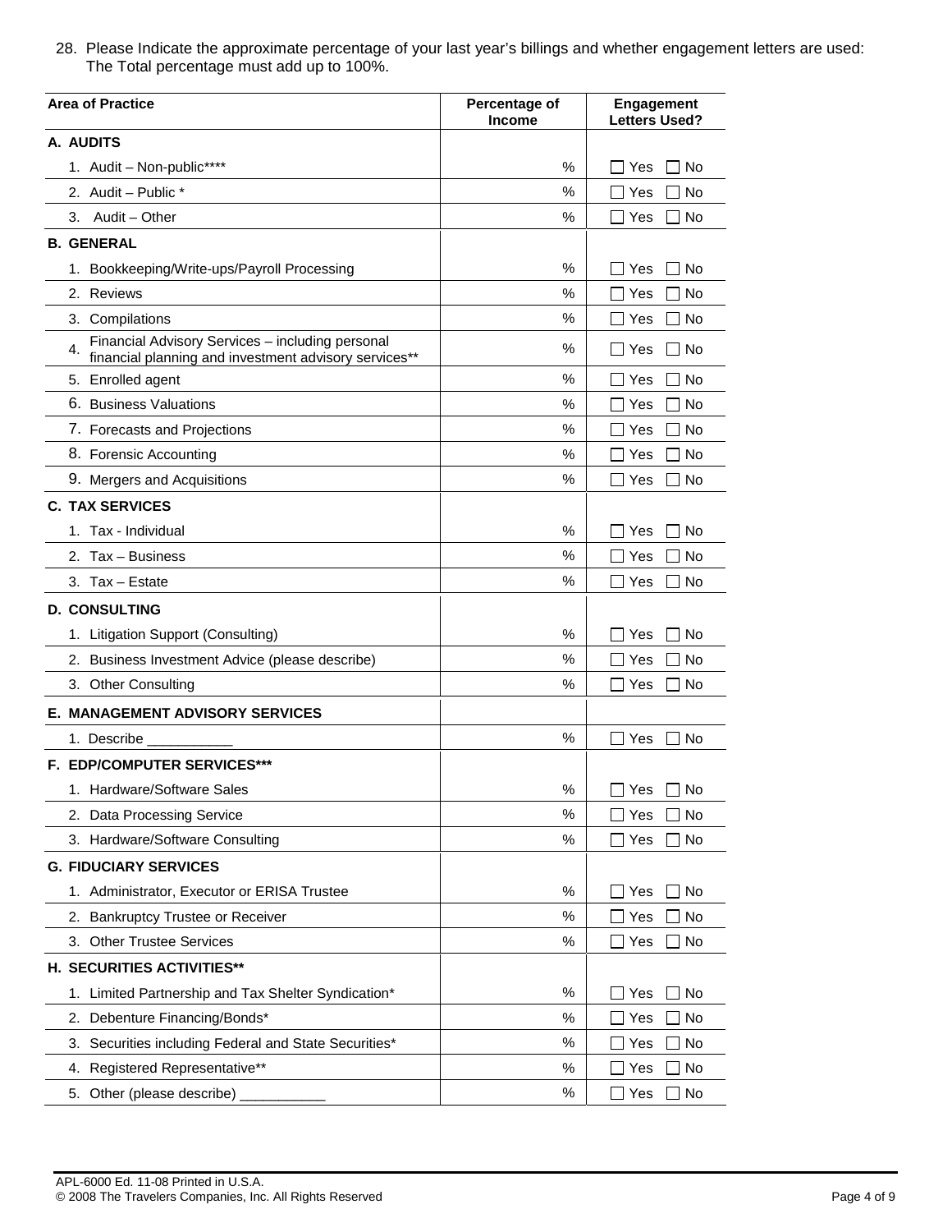28. Please Indicate the approximate percentage of your last year's billings and whether engagement letters are used: The Total percentage must add up to 100%.

| Area of Practice | Percentage of Income | Engagement Letters Used? |
|---|---|---|
| **A. AUDITS** | | |
| 1. Audit – Non-public**** | % | ☐ Yes ☐ No |
| 2. Audit – Public * | % | ☐ Yes ☐ No |
| 3. Audit – Other | % | ☐ Yes ☐ No |
| **B. GENERAL** | | |
| 1. Bookkeeping/Write-ups/Payroll Processing | % | ☐ Yes ☐ No |
| 2. Reviews | % | ☐ Yes ☐ No |
| 3. Compilations | % | ☐ Yes ☐ No |
| 4. Financial Advisory Services – including personal financial planning and investment advisory services** | % | ☐ Yes ☐ No |
| 5. Enrolled agent | % | ☐ Yes ☐ No |
| 6. Business Valuations | % | ☐ Yes ☐ No |
| 7. Forecasts and Projections | % | ☐ Yes ☐ No |
| 8. Forensic Accounting | % | ☐ Yes ☐ No |
| 9. Mergers and Acquisitions | % | ☐ Yes ☐ No |
| **C. TAX SERVICES** | | |
| 1. Tax - Individual | % | ☐ Yes ☐ No |
| 2. Tax – Business | % | ☐ Yes ☐ No |
| 3. Tax – Estate | % | ☐ Yes ☐ No |
| **D. CONSULTING** | | |
| 1. Litigation Support (Consulting) | % | ☐ Yes ☐ No |
| 2. Business Investment Advice (please describe) | % | ☐ Yes ☐ No |
| 3. Other Consulting | % | ☐ Yes ☐ No |
| **E. MANAGEMENT ADVISORY SERVICES** | | |
| 1. Describe ___________ | % | ☐ Yes ☐ No |
| **F. EDP/COMPUTER SERVICES*** ** | | |
| 1. Hardware/Software Sales | % | ☐ Yes ☐ No |
| 2. Data Processing Service | % | ☐ Yes ☐ No |
| 3. Hardware/Software Consulting | % | ☐ Yes ☐ No |
| **G. FIDUCIARY SERVICES** | | |
| 1. Administrator, Executor or ERISA Trustee | % | ☐ Yes ☐ No |
| 2. Bankruptcy Trustee or Receiver | % | ☐ Yes ☐ No |
| 3. Other Trustee Services | % | ☐ Yes ☐ No |
| **H. SECURITIES ACTIVITIES**** | | |
| 1. Limited Partnership and Tax Shelter Syndication* | % | ☐ Yes ☐ No |
| 2. Debenture Financing/Bonds* | % | ☐ Yes ☐ No |
| 3. Securities including Federal and State Securities* | % | ☐ Yes ☐ No |
| 4. Registered Representative** | % | ☐ Yes ☐ No |
| 5. Other (please describe) ___________ | % | ☐ Yes ☐ No |

APL-6000 Ed. 11-08 Printed in U.S.A.
© 2008 The Travelers Companies, Inc. All Rights Reserved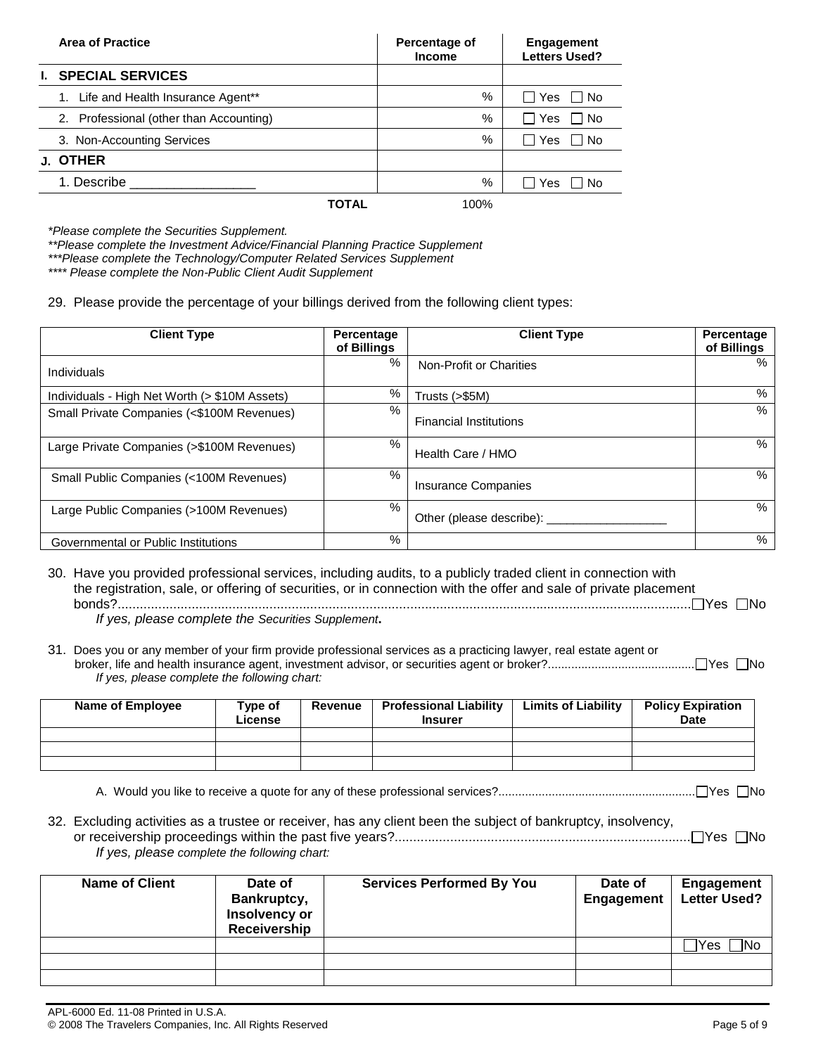| Area of Practice | Percentage of Income | Engagement Letters Used? |
|---|---|---|
| **I. SPECIAL SERVICES** | | |
| 1. Life and Health Insurance Agent** | % | ☐ Yes ☐ No |
| 2. Professional (other than Accounting) | % | ☐ Yes ☐ No |
| 3. Non-Accounting Services | % | ☐ Yes ☐ No |
| **J. OTHER** | | |
| 1. Describe _________________ | % | ☐ Yes ☐ No |
| **TOTAL** | 100% | |

*\*Please complete the Securities Supplement.*

*\*\*Please complete the Investment Advice/Financial Planning Practice Supplement*

*\*\*\*Please complete the Technology/Computer Related Services Supplement*

*\*\*\*\* Please complete the Non-Public Client Audit Supplement*

29. Please provide the percentage of your billings derived from the following client types:

| Client Type | Percentage of Billings | Client Type | Percentage of Billings |
|---|---|---|---|
| Individuals | % | Non-Profit or Charities | % |
| Individuals - High Net Worth (> $10M Assets) | % | Trusts (>$5M) | % |
| Small Private Companies (<$100M Revenues) | % | Financial Institutions | % |
| Large Private Companies (>$100M Revenues) | % | Health Care / HMO | % |
| Small Public Companies (<100M Revenues) | % | Insurance Companies | % |
| Large Public Companies (>100M Revenues) | % | Other (please describe): __________________ | % |
| Governmental or Public Institutions | % | | % |

30. Have you provided professional services, including audits, to a publicly traded client in connection with the registration, sale, or offering of securities, or in connection with the offer and sale of private placement bonds?........................................................................................................................................... ☐Yes ☐No

    *If yes, please complete the Securities Supplement.*

31. Does you or any member of your firm provide professional services as a practicing lawyer, real estate agent or broker, life and health insurance agent, investment advisor, or securities agent or broker?........................................... ☐Yes ☐No

    *If yes, please complete the following chart:*

| Name of Employee | Type of License | Revenue | Professional Liability Insurer | Limits of Liability | Policy Expiration Date |
|---|---|---|---|---|---|
| | | | | | |
| | | | | | |
| | | | | | |

A. Would you like to receive a quote for any of these professional services?........................................................... ☐Yes ☐No

32. Excluding activities as a trustee or receiver, has any client been the subject of bankruptcy, insolvency, or receivership proceedings within the past five years?................................................................................ ☐Yes ☐No

    *If yes, please complete the following chart:*

| Name of Client | Date of Bankruptcy, Insolvency or Receivership | Services Performed By You | Date of Engagement | Engagement Letter Used? |
|---|---|---|---|---|
| | | | | ☐Yes ☐No |
| | | | | |
| | | | | |

APL-6000 Ed. 11-08 Printed in U.S.A.
© 2008 The Travelers Companies, Inc. All Rights Reserved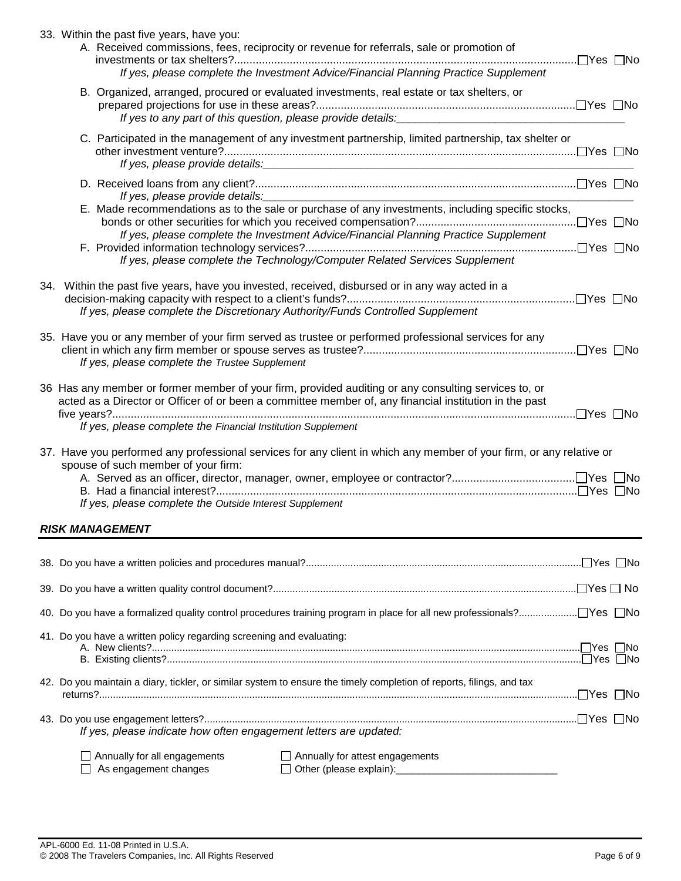33. Within the past five years, have you:

   A. Received commissions, fees, reciprocity or revenue for referrals, sale or promotion of investments or tax shelters? ☐Yes ☐No

      *If yes, please complete the Investment Advice/Financial Planning Practice Supplement*

   B. Organized, arranged, procured or evaluated investments, real estate or tax shelters, or prepared projections for use in these areas? ☐Yes ☐No

      *If yes to any part of this question, please provide details:*\_\_\_\_\_\_\_\_\_\_\_\_\_\_\_\_\_\_\_\_\_\_\_\_\_\_\_\_\_\_\_\_\_\_\_\_

   C. Participated in the management of any investment partnership, limited partnership, tax shelter or other investment venture? ☐Yes ☐No

      *If yes, please provide details:*\_\_\_\_\_\_\_\_\_\_\_\_\_\_\_\_\_\_\_\_\_\_\_\_\_\_\_\_\_\_\_\_\_\_\_\_\_\_\_\_\_\_\_\_\_\_\_\_\_\_\_\_\_\_

   D. Received loans from any client? ☐Yes ☐No

      *If yes, please provide details:*\_\_\_\_\_\_\_\_\_\_\_\_\_\_\_\_\_\_\_\_\_\_\_\_\_\_\_\_\_\_\_\_\_\_\_\_\_\_\_\_\_\_\_\_\_\_\_\_\_\_\_\_\_\_

   E. Made recommendations as to the sale or purchase of any investments, including specific stocks, bonds or other securities for which you received compensation? ☐Yes ☐No

      *If yes, please complete the Investment Advice/Financial Planning Practice Supplement*

   F. Provided information technology services? ☐Yes ☐No

      *If yes, please complete the Technology/Computer Related Services Supplement*

34. Within the past five years, have you invested, received, disbursed or in any way acted in a decision-making capacity with respect to a client's funds? ☐Yes ☐No

   *If yes, please complete the Discretionary Authority/Funds Controlled Supplement*

35. Have you or any member of your firm served as trustee or performed professional services for any client in which any firm member or spouse serves as trustee? ☐Yes ☐No

   *If yes, please complete the Trustee Supplement*

36 Has any member or former member of your firm, provided auditing or any consulting services to, or acted as a Director or Officer of or been a committee member of, any financial institution in the past five years? ☐Yes ☐No

   *If yes, please complete the Financial Institution Supplement*

37. Have you performed any professional services for any client in which any member of your firm, or any relative or spouse of such member of your firm:

   A. Served as an officer, director, manager, owner, employee or contractor? ☐Yes ☐No

   B. Had a financial interest? ☐Yes ☐No

   *If yes, please complete the Outside Interest Supplement*

## *RISK MANAGEMENT*

38. Do you have a written policies and procedures manual? ☐Yes ☐No

39. Do you have a written quality control document? ☐Yes ☐ No

40. Do you have a formalized quality control procedures training program in place for all new professionals? ☐Yes ☐No

41. Do you have a written policy regarding screening and evaluating:

   A. New clients? ☐Yes ☐No

   B. Existing clients? ☐Yes ☐No

42. Do you maintain a diary, tickler, or similar system to ensure the timely completion of reports, filings, and tax returns? ☐Yes ☐No

43. Do you use engagement letters? ☐Yes ☐No

   *If yes, please indicate how often engagement letters are updated:*

   ☐ Annually for all engagements ☐ Annually for attest engagements

   ☐ As engagement changes ☐ Other (please explain):\_\_\_\_\_\_\_\_\_\_\_\_\_\_\_\_\_\_\_\_\_\_\_\_\_\_\_\_

APL-6000 Ed. 11-08 Printed in U.S.A.
© 2008 The Travelers Companies, Inc. All Rights Reserved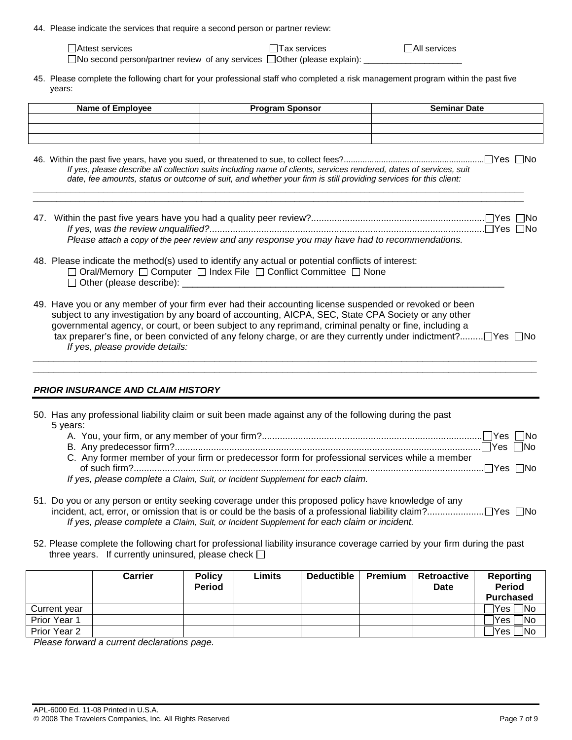44. Please indicate the services that require a second person or partner review:

☐Attest services ☐Tax services ☐All services
☐No second person/partner review of any services ☐Other (please explain): ____________________

45. Please complete the following chart for your professional staff who completed a risk management program within the past five years:

| Name of Employee | Program Sponsor | Seminar Date |
|---|---|---|
| | | |
| | | |
| | | |

46. Within the past five years, have you sued, or threatened to sue, to collect fees?.......... ☐Yes ☐No
*If yes, please describe all collection suits including name of clients, services rendered, dates of services, suit date, fee amounts, status or outcome of suit, and whether your firm is still providing services for this client:*

______________________________________________________________________________________________

______________________________________________________________________________________________

47. Within the past five years have you had a quality peer review?.......... ☐Yes ☐No
*If yes, was the review unqualified?*.......... ☐Yes ☐No
*Please attach a copy of the peer review and any response you may have had to recommendations.*

48. Please indicate the method(s) used to identify any actual or potential conflicts of interest:
☐ Oral/Memory ☐ Computer ☐ Index File ☐ Conflict Committee ☐ None
☐ Other (please describe): ____________________________________________________________

49. Have you or any member of your firm ever had their accounting license suspended or revoked or been subject to any investigation by any board of accounting, AICPA, SEC, State CPA Society or any other governmental agency, or court, or been subject to any reprimand, criminal penalty or fine, including a tax preparer's fine, or been convicted of any felony charge, or are they currently under indictment?.......... ☐Yes ☐No
*If yes, please provide details:*

______________________________________________________________________________________________

______________________________________________________________________________________________

## *PRIOR INSURANCE AND CLAIM HISTORY*

50. Has any professional liability claim or suit been made against any of the following during the past 5 years:
   A. You, your firm, or any member of your firm?.......... ☐Yes ☐No
   B. Any predecessor firm?.......... ☐Yes ☐No
   C. Any former member of your firm or predecessor form for professional services while a member of such firm?.......... ☐Yes ☐No

   *If yes, please complete a Claim, Suit, or Incident Supplement for each claim.*

51. Do you or any person or entity seeking coverage under this proposed policy have knowledge of any incident, act, error, or omission that is or could be the basis of a professional liability claim?.......... ☐Yes ☐No
*If yes, please complete a Claim, Suit, or Incident Supplement for each claim or incident.*

52. Please complete the following chart for professional liability insurance coverage carried by your firm during the past three years. If currently uninsured, please check ☐

| | Carrier | Policy Period | Limits | Deductible | Premium | Retroactive Date | Reporting Period Purchased |
|---|---|---|---|---|---|---|---|
| Current year | | | | | | | ☐Yes ☐No |
| Prior Year 1 | | | | | | | ☐Yes ☐No |
| Prior Year 2 | | | | | | | ☐Yes ☐No |

*Please forward a current declarations page.*

APL-6000 Ed. 11-08 Printed in U.S.A.
© 2008 The Travelers Companies, Inc. All Rights Reserved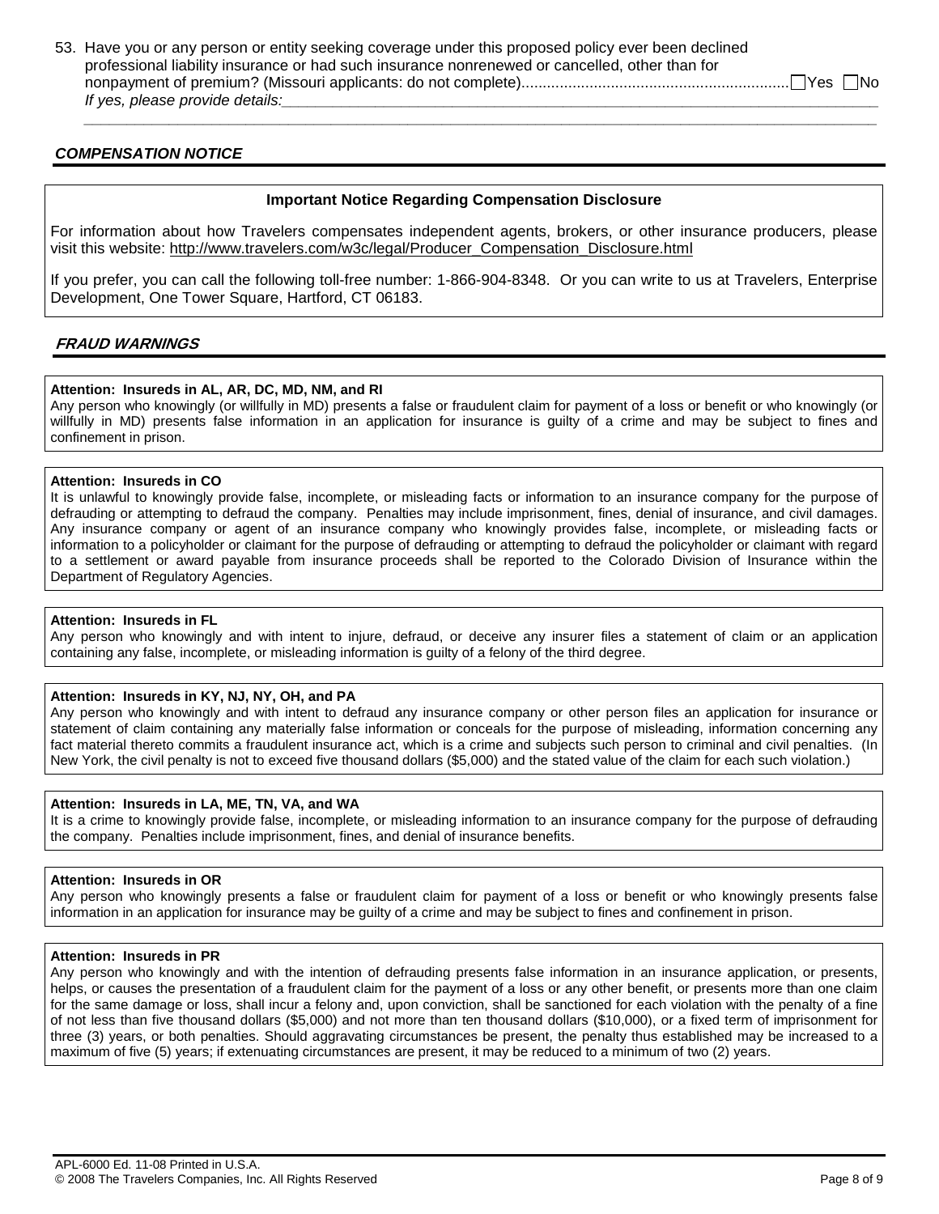53. Have you or any person or entity seeking coverage under this proposed policy ever been declined professional liability insurance or had such insurance nonrenewed or cancelled, other than for nonpayment of premium? (Missouri applicants: do not complete)............................................................... ☐Yes ☐No

*If yes, please provide details:*\_\_\_\_\_\_\_\_\_\_\_\_\_\_\_\_\_\_\_\_\_\_\_\_\_\_\_\_\_\_\_\_\_\_\_\_\_\_\_\_\_\_\_\_\_\_\_\_\_\_\_\_\_\_\_\_\_\_\_\_\_\_\_\_\_\_\_\_\_\_

## *COMPENSATION NOTICE*

**Important Notice Regarding Compensation Disclosure**

For information about how Travelers compensates independent agents, brokers, or other insurance producers, please visit this website: http://www.travelers.com/w3c/legal/Producer_Compensation_Disclosure.html

If you prefer, you can call the following toll-free number: 1-866-904-8348. Or you can write to us at Travelers, Enterprise Development, One Tower Square, Hartford, CT 06183.

## *FRAUD WARNINGS*

**Attention: Insureds in AL, AR, DC, MD, NM, and RI**

Any person who knowingly (or willfully in MD) presents a false or fraudulent claim for payment of a loss or benefit or who knowingly (or willfully in MD) presents false information in an application for insurance is guilty of a crime and may be subject to fines and confinement in prison.

**Attention: Insureds in CO**

It is unlawful to knowingly provide false, incomplete, or misleading facts or information to an insurance company for the purpose of defrauding or attempting to defraud the company. Penalties may include imprisonment, fines, denial of insurance, and civil damages. Any insurance company or agent of an insurance company who knowingly provides false, incomplete, or misleading facts or information to a policyholder or claimant for the purpose of defrauding or attempting to defraud the policyholder or claimant with regard to a settlement or award payable from insurance proceeds shall be reported to the Colorado Division of Insurance within the Department of Regulatory Agencies.

**Attention: Insureds in FL**

Any person who knowingly and with intent to injure, defraud, or deceive any insurer files a statement of claim or an application containing any false, incomplete, or misleading information is guilty of a felony of the third degree.

**Attention: Insureds in KY, NJ, NY, OH, and PA**

Any person who knowingly and with intent to defraud any insurance company or other person files an application for insurance or statement of claim containing any materially false information or conceals for the purpose of misleading, information concerning any fact material thereto commits a fraudulent insurance act, which is a crime and subjects such person to criminal and civil penalties. (In New York, the civil penalty is not to exceed five thousand dollars ($5,000) and the stated value of the claim for each such violation.)

**Attention: Insureds in LA, ME, TN, VA, and WA**

It is a crime to knowingly provide false, incomplete, or misleading information to an insurance company for the purpose of defrauding the company. Penalties include imprisonment, fines, and denial of insurance benefits.

**Attention: Insureds in OR**

Any person who knowingly presents a false or fraudulent claim for payment of a loss or benefit or who knowingly presents false information in an application for insurance may be guilty of a crime and may be subject to fines and confinement in prison.

**Attention: Insureds in PR**

Any person who knowingly and with the intention of defrauding presents false information in an insurance application, or presents, helps, or causes the presentation of a fraudulent claim for the payment of a loss or any other benefit, or presents more than one claim for the same damage or loss, shall incur a felony and, upon conviction, shall be sanctioned for each violation with the penalty of a fine of not less than five thousand dollars ($5,000) and not more than ten thousand dollars ($10,000), or a fixed term of imprisonment for three (3) years, or both penalties. Should aggravating circumstances be present, the penalty thus established may be increased to a maximum of five (5) years; if extenuating circumstances are present, it may be reduced to a minimum of two (2) years.

APL-6000 Ed. 11-08 Printed in U.S.A.
© 2008 The Travelers Companies, Inc. All Rights Reserved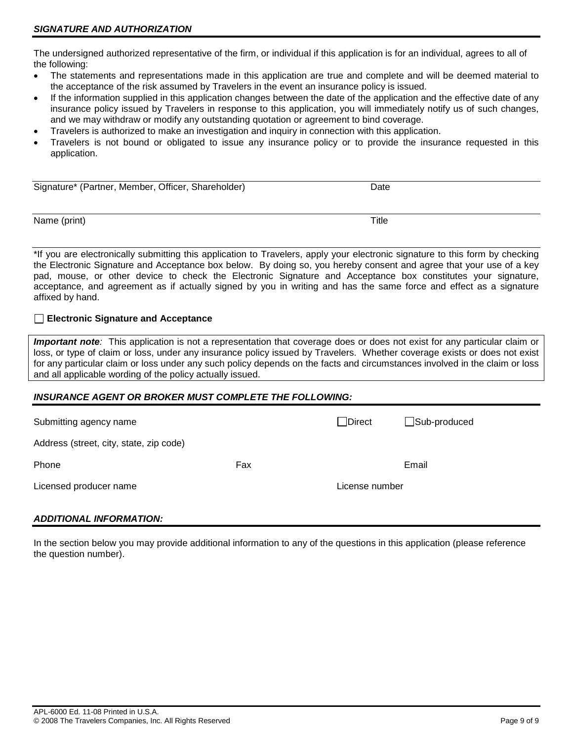## ***SIGNATURE AND AUTHORIZATION***

The undersigned authorized representative of the firm, or individual if this application is for an individual, agrees to all of the following:

- The statements and representations made in this application are true and complete and will be deemed material to the acceptance of the risk assumed by Travelers in the event an insurance policy is issued.
- If the information supplied in this application changes between the date of the application and the effective date of any insurance policy issued by Travelers in response to this application, you will immediately notify us of such changes, and we may withdraw or modify any outstanding quotation or agreement to bind coverage.
- Travelers is authorized to make an investigation and inquiry in connection with this application.
- Travelers is not bound or obligated to issue any insurance policy or to provide the insurance requested in this application.

Signature* (Partner, Member, Officer, Shareholder) Date

Name (print) Title

*If you are electronically submitting this application to Travelers, apply your electronic signature to this form by checking the Electronic Signature and Acceptance box below. By doing so, you hereby consent and agree that your use of a key pad, mouse, or other device to check the Electronic Signature and Acceptance box constitutes your signature, acceptance, and agreement as if actually signed by you in writing and has the same force and effect as a signature affixed by hand.

☐ **Electronic Signature and Acceptance**

***Important note****:* This application is not a representation that coverage does or does not exist for any particular claim or loss, or type of claim or loss, under any insurance policy issued by Travelers. Whether coverage exists or does not exist for any particular claim or loss under any such policy depends on the facts and circumstances involved in the claim or loss and all applicable wording of the policy actually issued.

## ***INSURANCE AGENT OR BROKER MUST COMPLETE THE FOLLOWING:***

Submitting agency name ☐Direct ☐Sub-produced

Address (street, city, state, zip code)

Phone Fax Email

Licensed producer name License number

## ***ADDITIONAL INFORMATION:***

In the section below you may provide additional information to any of the questions in this application (please reference the question number).

APL-6000 Ed. 11-08 Printed in U.S.A.
© 2008 The Travelers Companies, Inc. All Rights Reserved